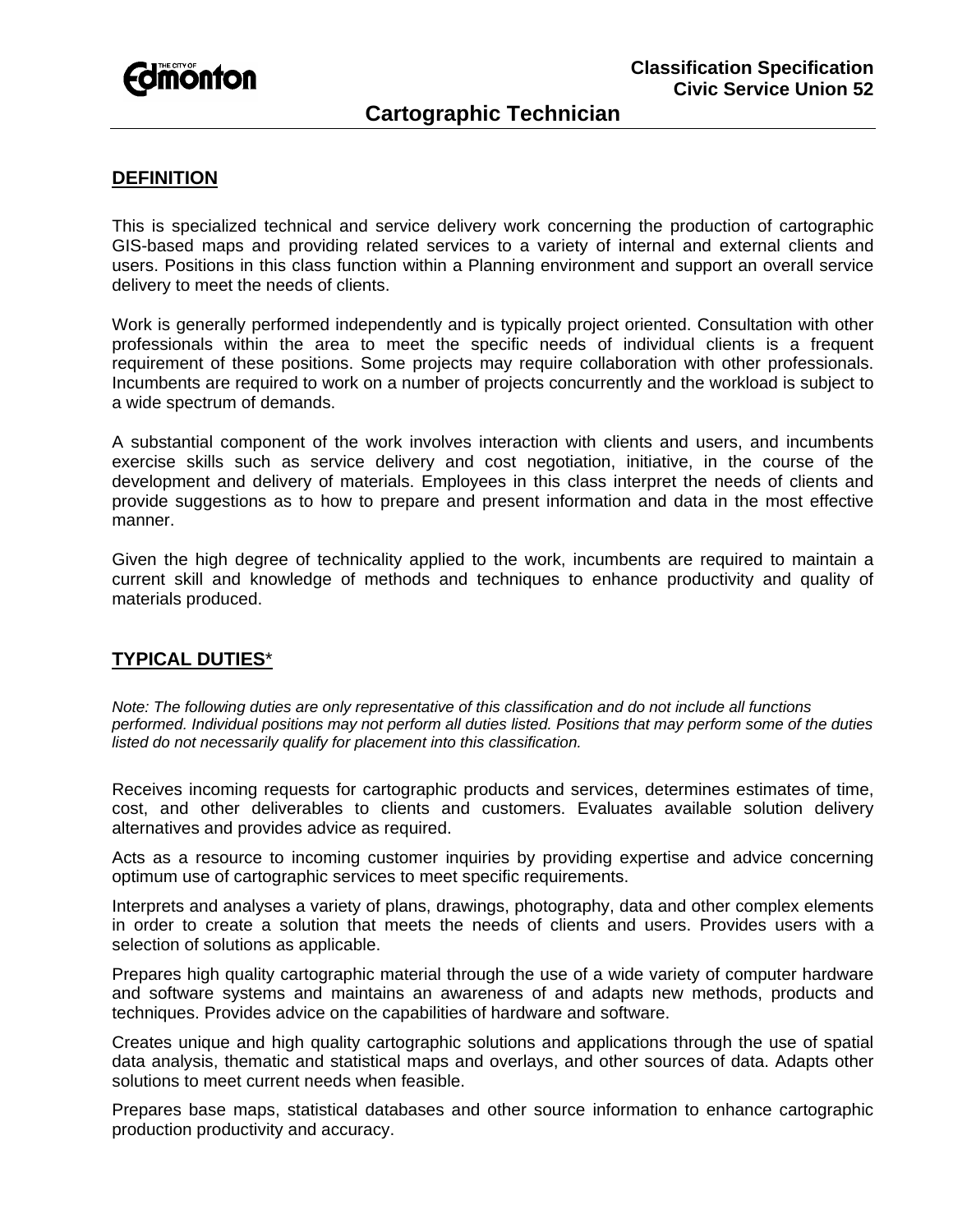**Classification Specification**
**Civic Service Union 52**

# Cartographic Technician

## DEFINITION

This is specialized technical and service delivery work concerning the production of cartographic GIS-based maps and providing related services to a variety of internal and external clients and users. Positions in this class function within a Planning environment and support an overall service delivery to meet the needs of clients.

Work is generally performed independently and is typically project oriented. Consultation with other professionals within the area to meet the specific needs of individual clients is a frequent requirement of these positions. Some projects may require collaboration with other professionals. Incumbents are required to work on a number of projects concurrently and the workload is subject to a wide spectrum of demands.

A substantial component of the work involves interaction with clients and users, and incumbents exercise skills such as service delivery and cost negotiation, initiative, in the course of the development and delivery of materials. Employees in this class interpret the needs of clients and provide suggestions as to how to prepare and present information and data in the most effective manner.

Given the high degree of technicality applied to the work, incumbents are required to maintain a current skill and knowledge of methods and techniques to enhance productivity and quality of materials produced.

## TYPICAL DUTIES*

*Note: The following duties are only representative of this classification and do not include all functions performed. Individual positions may not perform all duties listed. Positions that may perform some of the duties listed do not necessarily qualify for placement into this classification.*

Receives incoming requests for cartographic products and services, determines estimates of time, cost, and other deliverables to clients and customers. Evaluates available solution delivery alternatives and provides advice as required.

Acts as a resource to incoming customer inquiries by providing expertise and advice concerning optimum use of cartographic services to meet specific requirements.

Interprets and analyses a variety of plans, drawings, photography, data and other complex elements in order to create a solution that meets the needs of clients and users. Provides users with a selection of solutions as applicable.

Prepares high quality cartographic material through the use of a wide variety of computer hardware and software systems and maintains an awareness of and adapts new methods, products and techniques. Provides advice on the capabilities of hardware and software.

Creates unique and high quality cartographic solutions and applications through the use of spatial data analysis, thematic and statistical maps and overlays, and other sources of data. Adapts other solutions to meet current needs when feasible.

Prepares base maps, statistical databases and other source information to enhance cartographic production productivity and accuracy.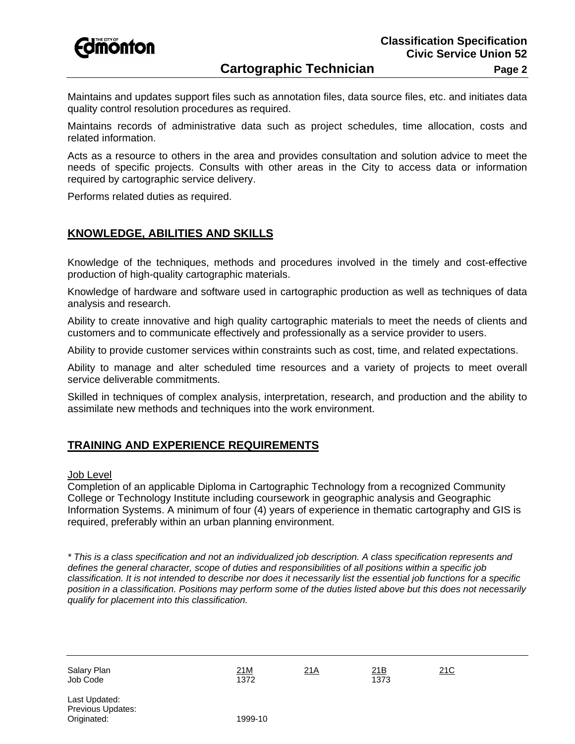Maintains and updates support files such as annotation files, data source files, etc. and initiates data quality control resolution procedures as required.

Maintains records of administrative data such as project schedules, time allocation, costs and related information.

Acts as a resource to others in the area and provides consultation and solution advice to meet the needs of specific projects. Consults with other areas in the City to access data or information required by cartographic service delivery.

Performs related duties as required.

## KNOWLEDGE, ABILITIES AND SKILLS

Knowledge of the techniques, methods and procedures involved in the timely and cost-effective production of high-quality cartographic materials.

Knowledge of hardware and software used in cartographic production as well as techniques of data analysis and research.

Ability to create innovative and high quality cartographic materials to meet the needs of clients and customers and to communicate effectively and professionally as a service provider to users.

Ability to provide customer services within constraints such as cost, time, and related expectations.

Ability to manage and alter scheduled time resources and a variety of projects to meet overall service deliverable commitments.

Skilled in techniques of complex analysis, interpretation, research, and production and the ability to assimilate new methods and techniques into the work environment.

## TRAINING AND EXPERIENCE REQUIREMENTS

Job Level

Completion of an applicable Diploma in Cartographic Technology from a recognized Community College or Technology Institute including coursework in geographic analysis and Geographic Information Systems. A minimum of four (4) years of experience in thematic cartography and GIS is required, preferably within an urban planning environment.

*\* This is a class specification and not an individualized job description. A class specification represents and defines the general character, scope of duties and responsibilities of all positions within a specific job classification. It is not intended to describe nor does it necessarily list the essential job functions for a specific position in a classification. Positions may perform some of the duties listed above but this does not necessarily qualify for placement into this classification.*

| | | | | |
|---|---|---|---|---|
| Salary Plan | 21M | 21A | 21B | 21C |
| Job Code | 1372 | | 1373 | |

Last Updated:
Previous Updates:
Originated: 1999-10